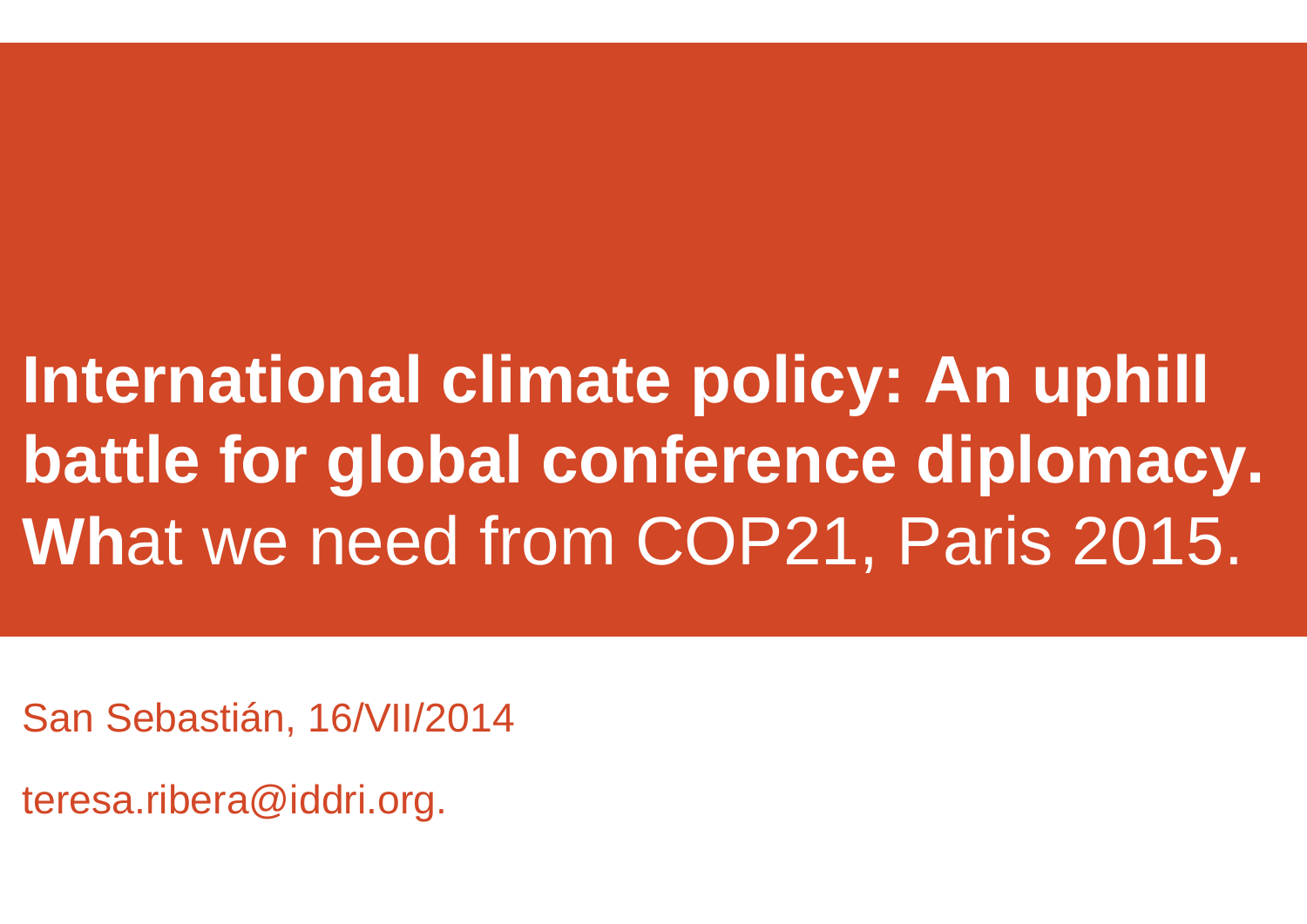# International climate policy: An uphill battle for global conference diplomacy. What we need from COP21, Paris 2015.

San Sebastián, 16/VII/2014

teresa.ribera@iddri.org.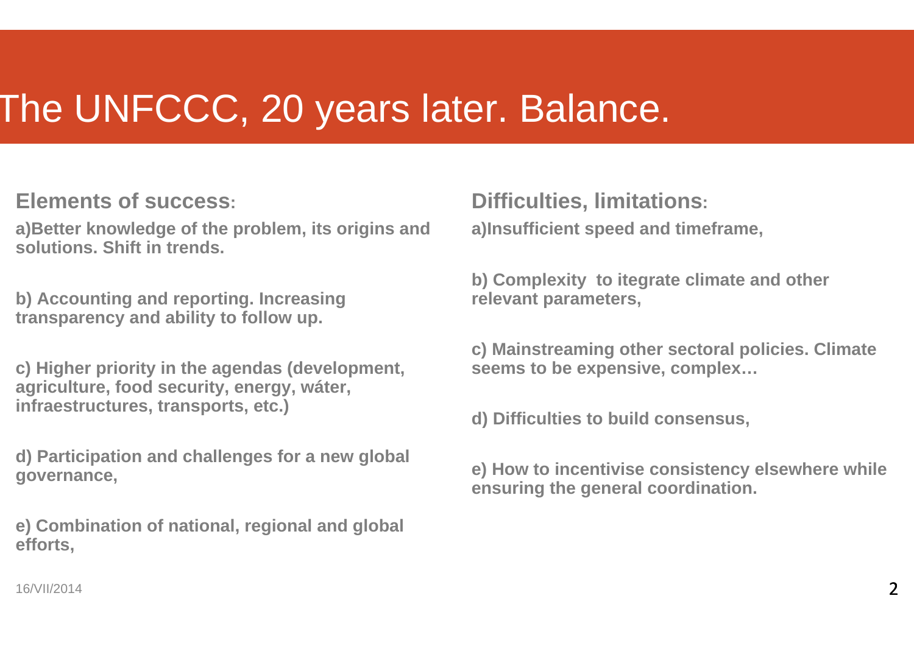# The UNFCCC, 20 years later. Balance.

## Elements of success:

**a)Better knowledge of the problem, its origins and solutions. Shift in trends.**

**b) Accounting and reporting. Increasing transparency and ability to follow up.**

**c) Higher priority in the agendas (development, agriculture, food security, energy, wáter, infraestructures, transports, etc.)**

**d) Participation and challenges for a new global governance,**

**e) Combination of national, regional and global efforts,**

## Difficulties, limitations:

**a)Insufficient speed and timeframe,**

**b) Complexity to itegrate climate and other relevant parameters,**

**c) Mainstreaming other sectoral policies. Climate seems to be expensive, complex…**

**d) Difficulties to build consensus,**

**e) How to incentivise consistency elsewhere while ensuring the general coordination.**

16/VII/2014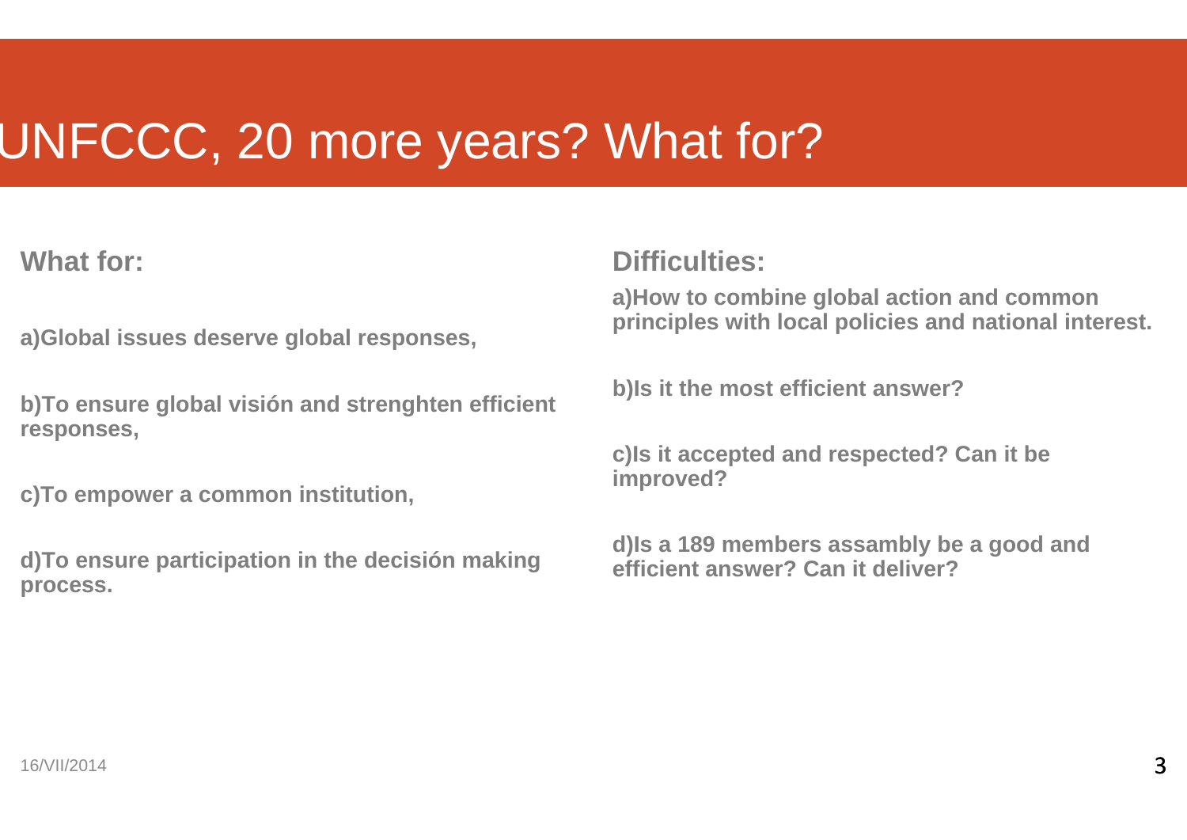# UNFCCC, 20 more years? What for?

## What for:

**a)Global issues deserve global responses,**

**b)To ensure global visión and strenghten efficient responses,**

**c)To empower a common institution,**

**d)To ensure participation in the decisión making process.**

## Difficulties:

**a)How to combine global action and common principles with local policies and national interest.**

**b)Is it the most efficient answer?**

**c)Is it accepted and respected? Can it be improved?**

**d)Is a 189 members assambly be a good and efficient answer? Can it deliver?**

16/VII/2014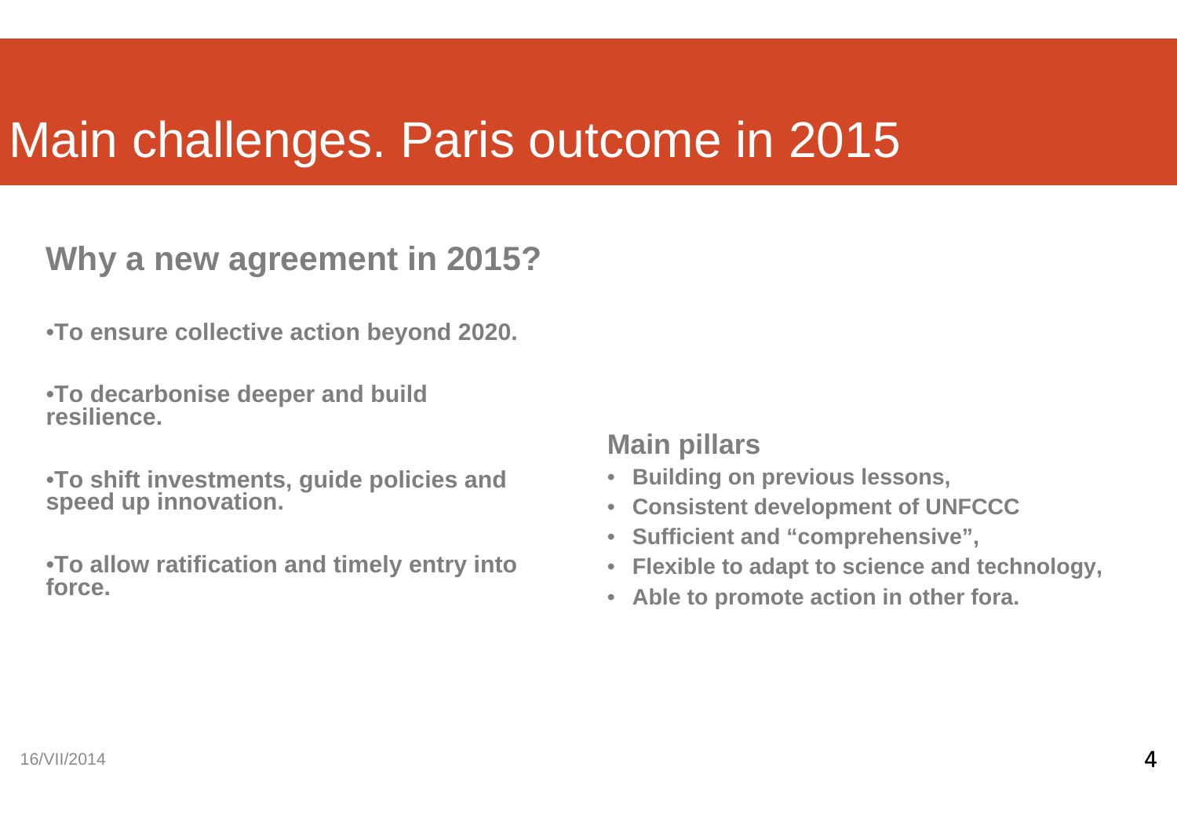# Main challenges. Paris outcome in 2015

## Why a new agreement in 2015?

- **To ensure collective action beyond 2020.**
- **To decarbonise deeper and build resilience.**
- **To shift investments, guide policies and speed up innovation.**
- **To allow ratification and timely entry into force.**

### Main pillars

- **Building on previous lessons,**
- **Consistent development of UNFCCC**
- **Sufficient and “comprehensive”,**
- **Flexible to adapt to science and technology,**
- **Able to promote action in other fora.**

16/VII/2014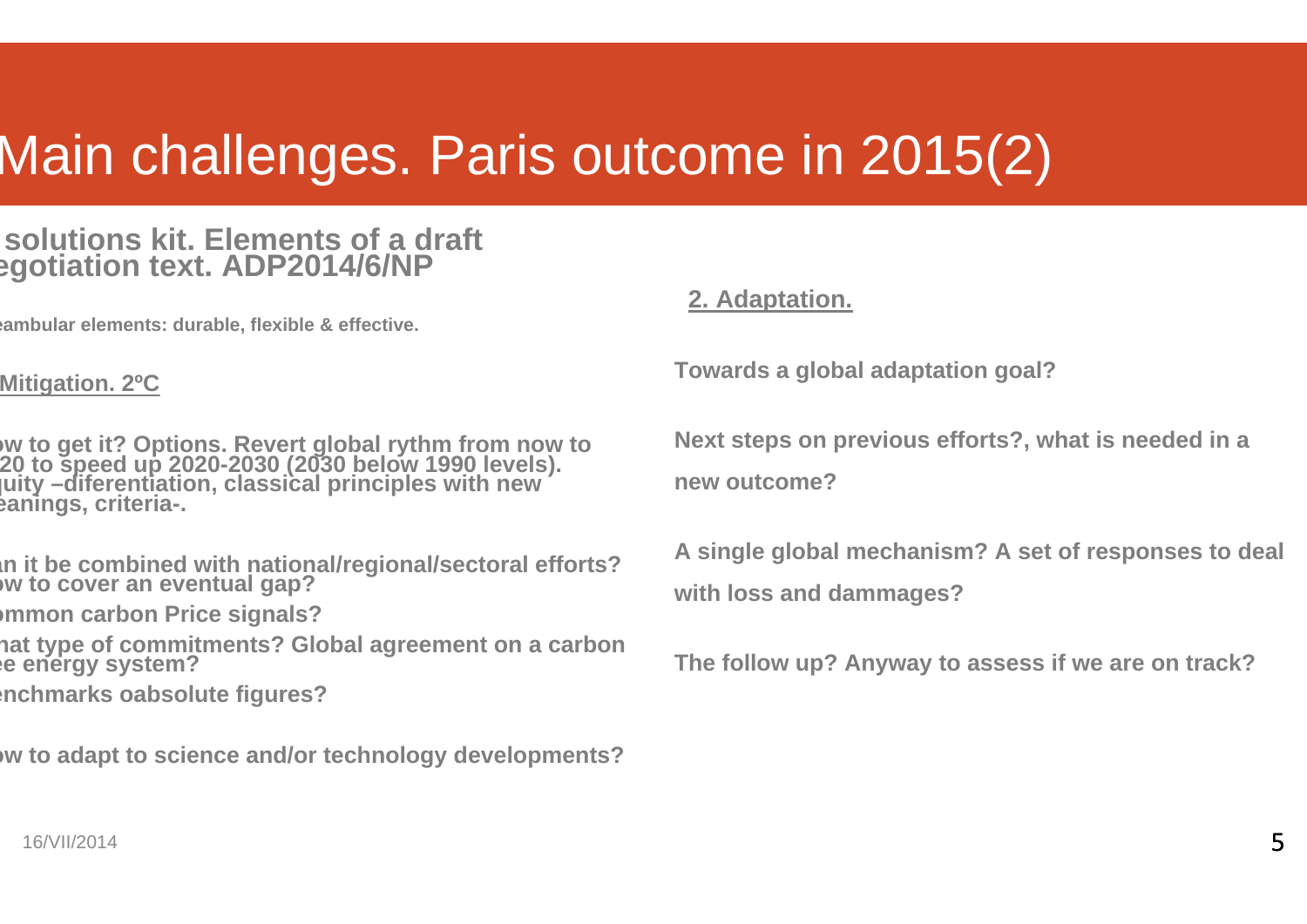# Main challenges. Paris outcome in 2015(2)

## solutions kit. Elements of a draft egotiation text. ADP2014/6/NP

**eambular elements: durable, flexible & effective.**

**Mitigation. 2ºC**

**ow to get it? Options. Revert global rythm from now to 20 to speed up 2020-2030 (2030 below 1990 levels). uity –diferentiation, classical principles with new eanings, criteria-.**

**an it be combined with national/regional/sectoral efforts? ow to cover an eventual gap?**

**ommon carbon Price signals?**

**hat type of commitments? Global agreement on a carbon ee energy system?**

**enchmarks oabsolute figures?**

**ow to adapt to science and/or technology developments?**

**2. Adaptation.**

**Towards a global adaptation goal?**

**Next steps on previous efforts?, what is needed in a new outcome?**

**A single global mechanism? A set of responses to deal with loss and dammages?**

**The follow up? Anyway to assess if we are on track?**

16/VII/2014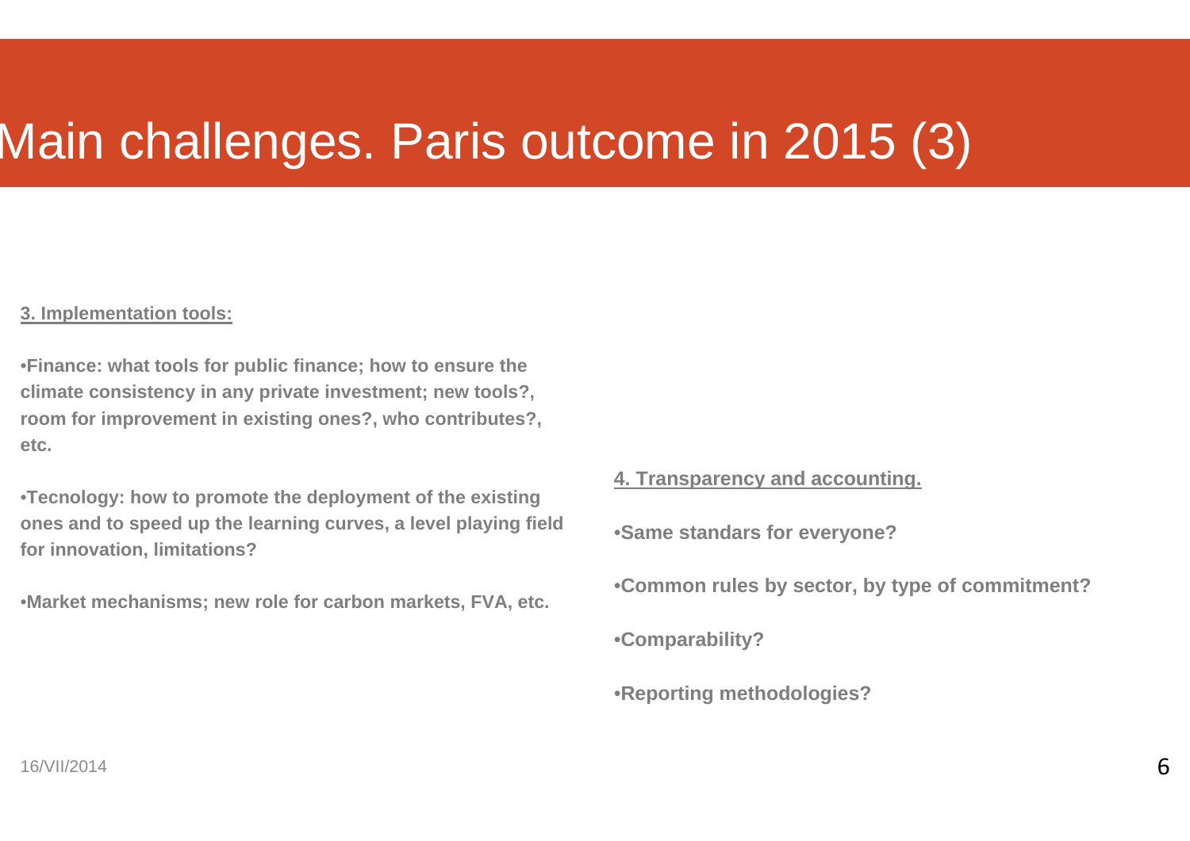# Main challenges. Paris outcome in 2015 (3)

**3. Implementation tools:**

- **Finance: what tools for public finance; how to ensure the climate consistency in any private investment; new tools?, room for improvement in existing ones?, who contributes?, etc.**

- **Tecnology: how to promote the deployment of the existing ones and to speed up the learning curves, a level playing field for innovation, limitations?**

- **Market mechanisms; new role for carbon markets, FVA, etc.**

**4. Transparency and accounting.**

- **Same standars for everyone?**

- **Common rules by sector, by type of commitment?**

- **Comparability?**

- **Reporting methodologies?**

16/VII/2014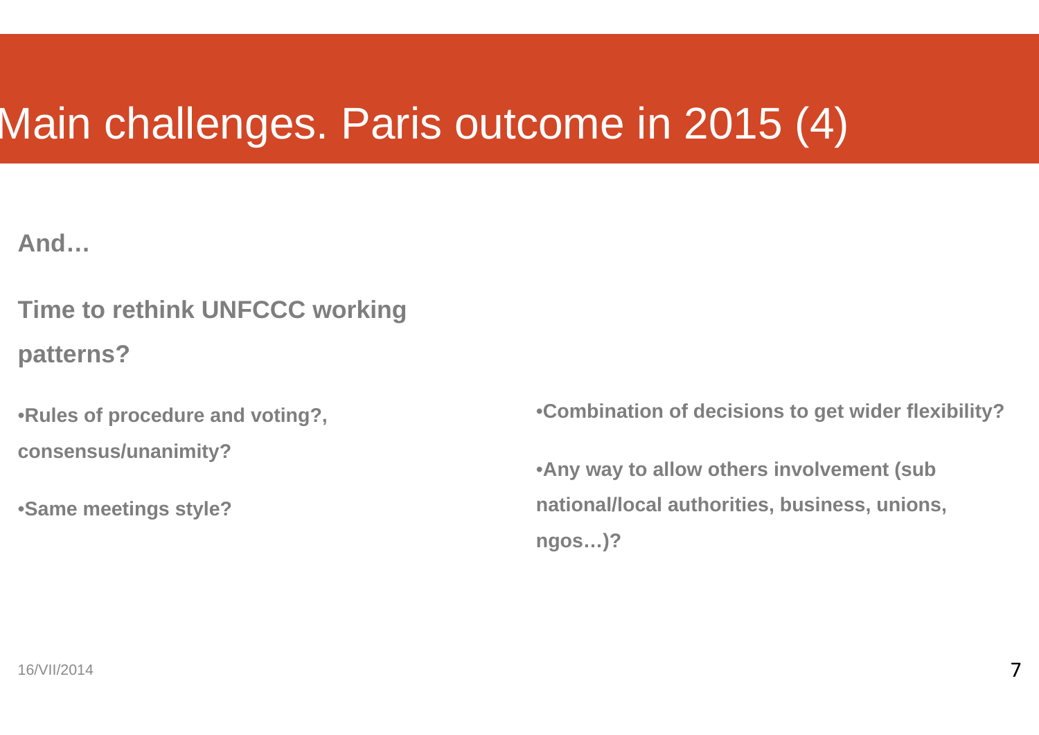# Main challenges. Paris outcome in 2015 (4)

**And…**

**Time to rethink UNFCCC working patterns?**

- **Rules of procedure and voting?, consensus/unanimity?**
- **Same meetings style?**
- **Combination of decisions to get wider flexibility?**
- **Any way to allow others involvement (sub national/local authorities, business, unions, ngos…)?**

16/VII/2014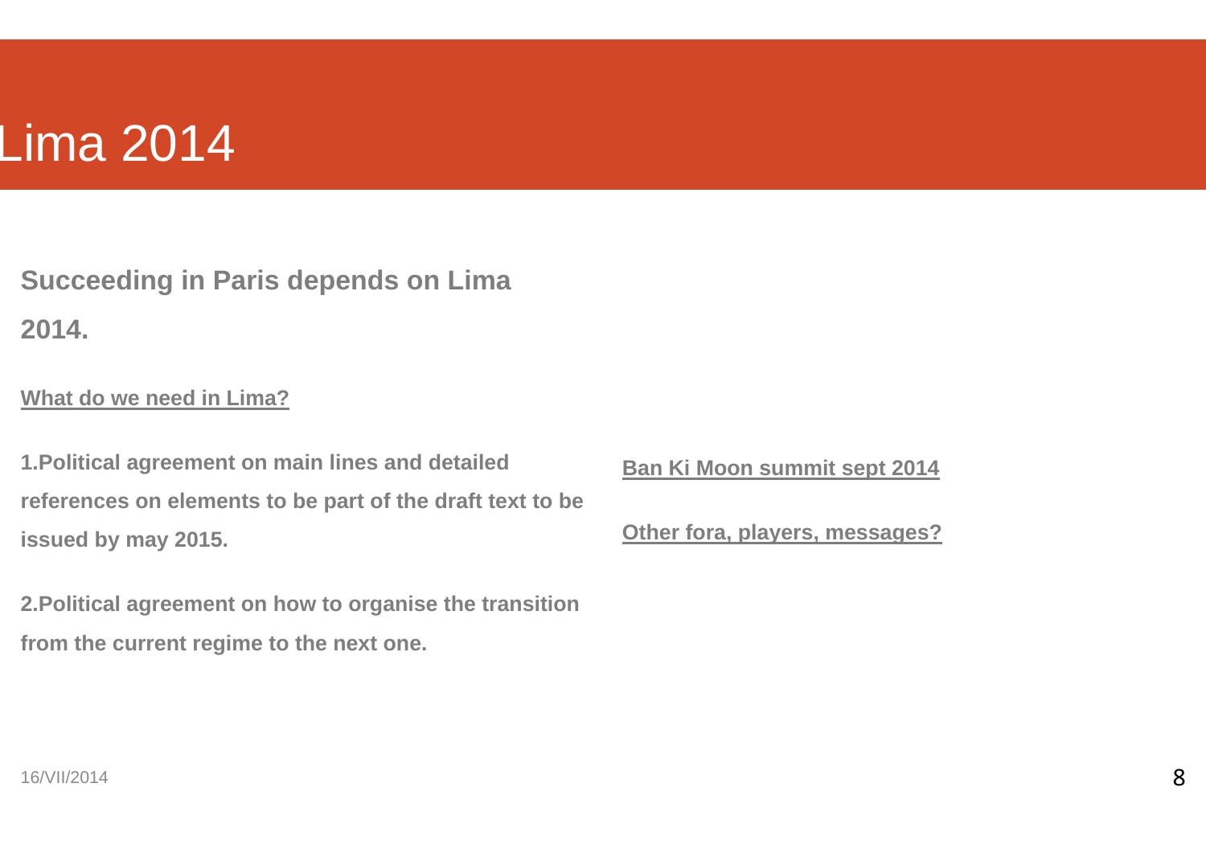# Lima 2014

**Succeeding in Paris depends on Lima 2014.**

**What do we need in Lima?**

1. **Political agreement on main lines and detailed references on elements to be part of the draft text to be issued by may 2015.**

2. **Political agreement on how to organise the transition from the current regime to the next one.**

**Ban Ki Moon summit sept 2014**

**Other fora, players, messages?**

16/VII/2014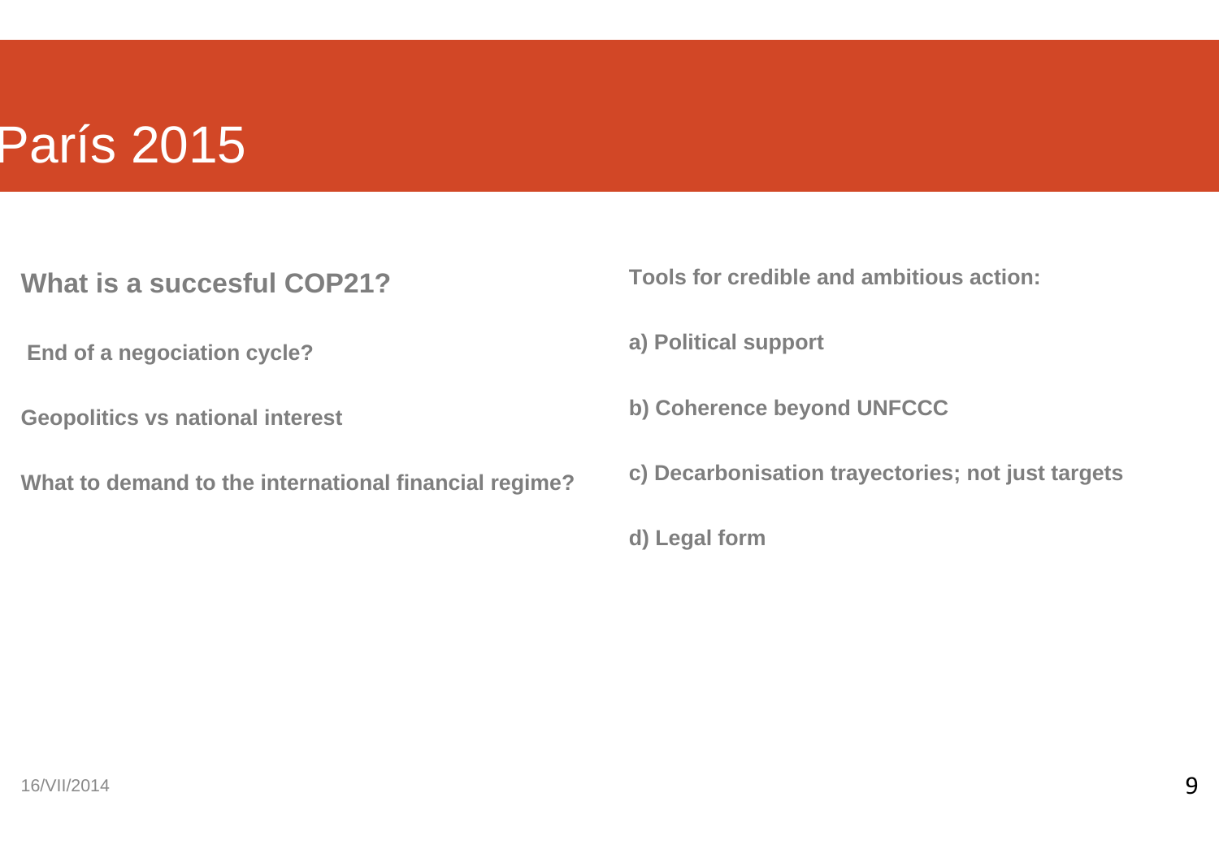# París 2015

**What is a succesful COP21?**

**End of a negociation cycle?**

**Geopolitics vs national interest**

**What to demand to the international financial regime?**

**Tools for credible and ambitious action:**

**a) Political support**

**b) Coherence beyond UNFCCC**

**c) Decarbonisation trayectories; not just targets**

**d) Legal form**

16/VII/2014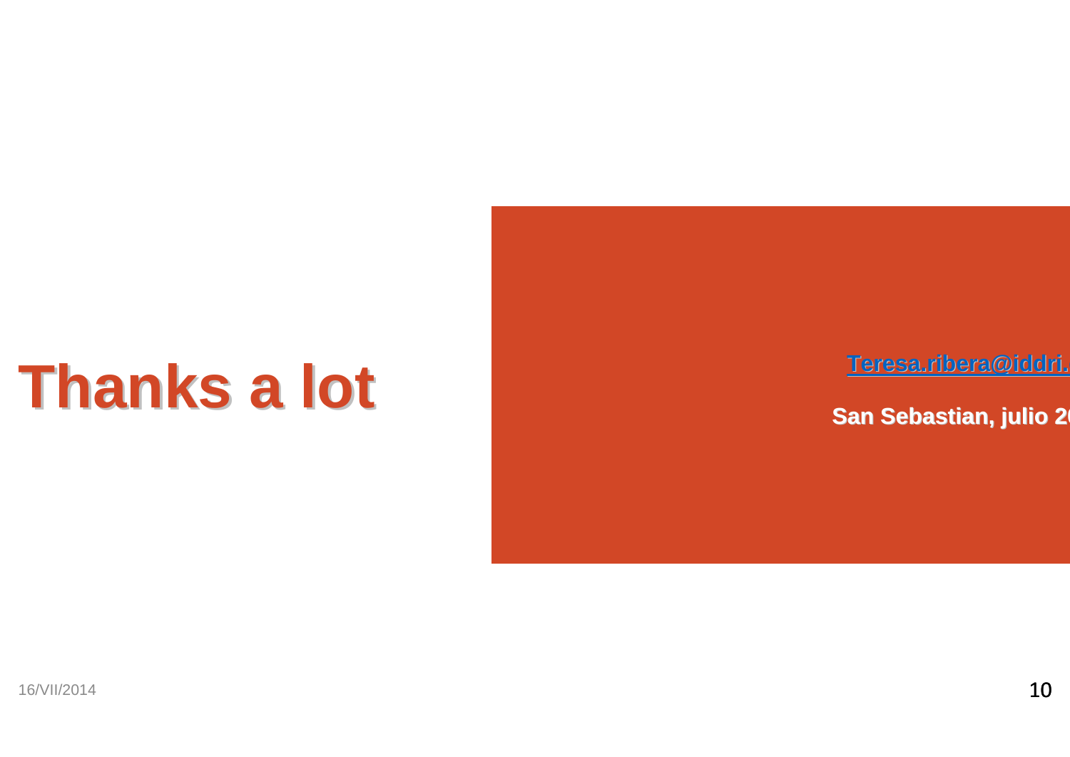# Thanks a lot

Teresa.ribera@iddri.

San Sebastian, julio 2(

16/VII/2014